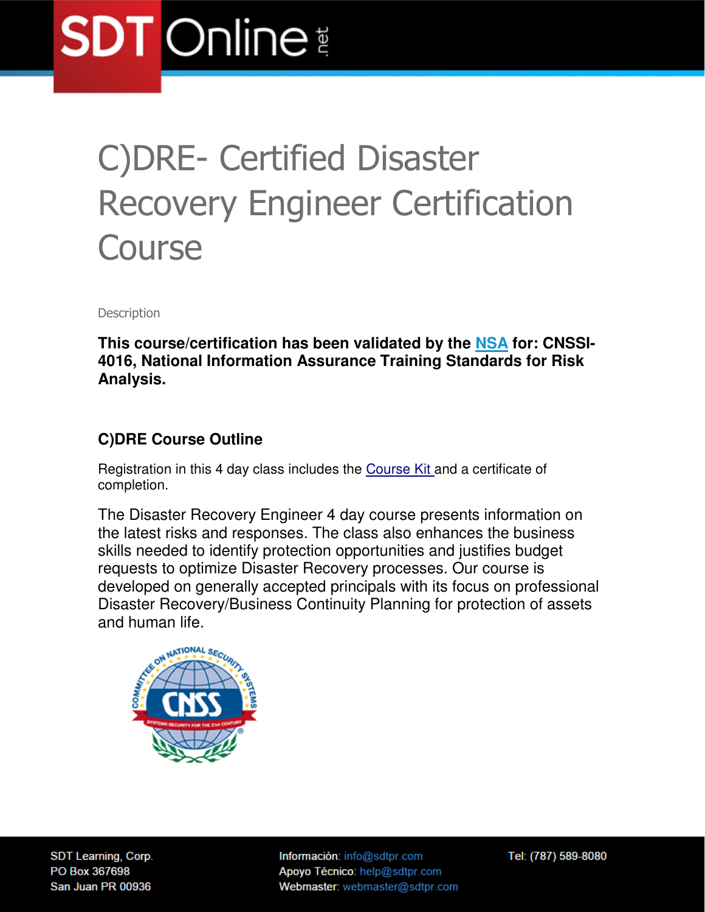# C)DRE- Certified Disaster Recovery Engineer Certification Course

Description

**This course/certification has been validated by the NSA for: CNSSI-4016, National Information Assurance Training Standards for Risk Analysis.**

## C)DRE Course Outline

Registration in this 4 day class includes the Course Kit and a certificate of completion.

The Disaster Recovery Engineer 4 day course presents information on the latest risks and responses. The class also enhances the business skills needed to identify protection opportunities and justifies budget requests to optimize Disaster Recovery processes. Our course is developed on generally accepted principals with its focus on professional Disaster Recovery/Business Continuity Planning for protection of assets and human life.

SDT Learning, Corp.
PO Box 367698
San Juan PR 00936

Información: info@sdtpr.com
Apoyo Técnico: help@sdtpr.com
Webmaster: webmaster@sdtpr.com

Tel: (787) 589-8080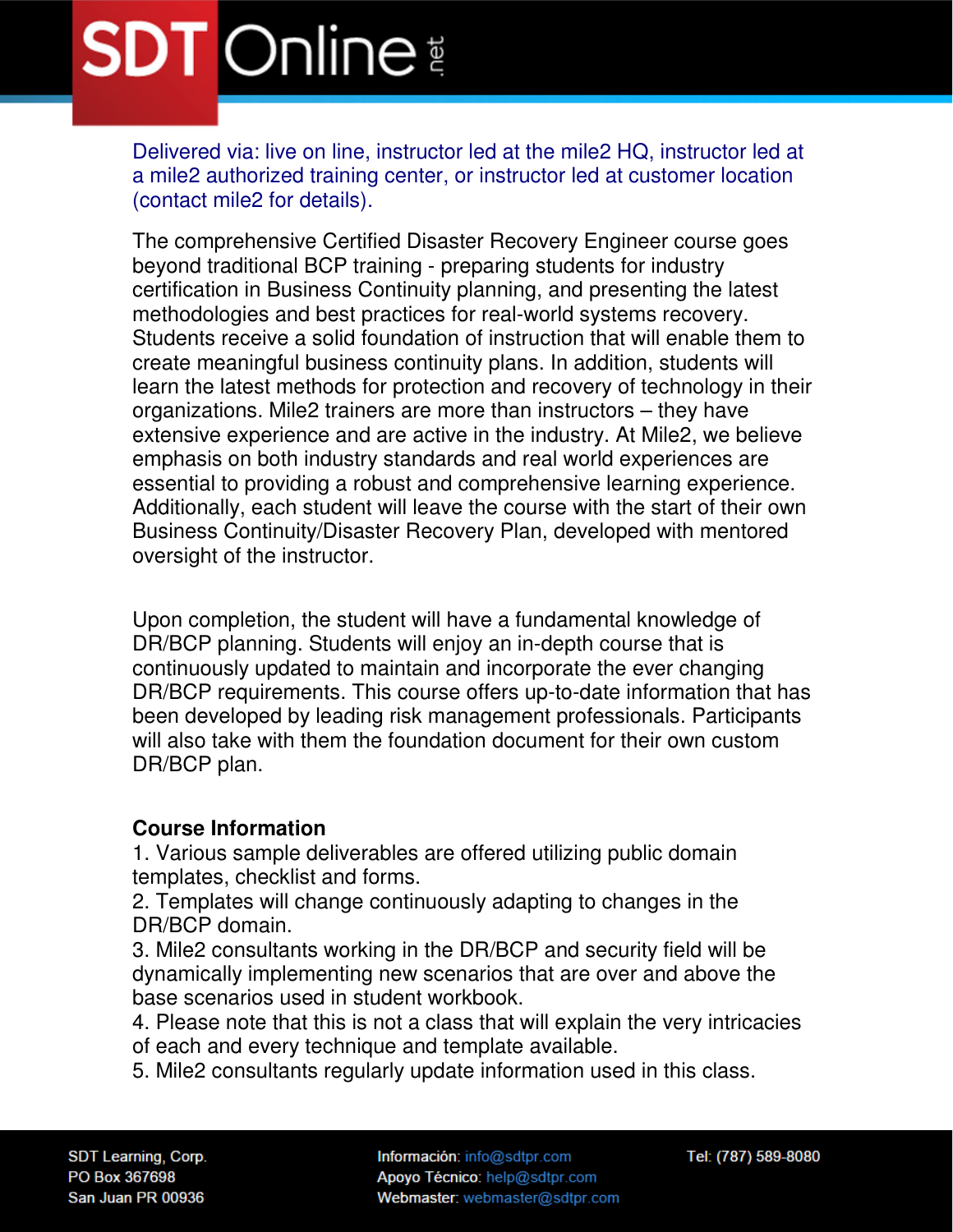Delivered via: live on line, instructor led at the mile2 HQ, instructor led at a mile2 authorized training center, or instructor led at customer location (contact mile2 for details).

The comprehensive Certified Disaster Recovery Engineer course goes beyond traditional BCP training - preparing students for industry certification in Business Continuity planning, and presenting the latest methodologies and best practices for real-world systems recovery. Students receive a solid foundation of instruction that will enable them to create meaningful business continuity plans. In addition, students will learn the latest methods for protection and recovery of technology in their organizations. Mile2 trainers are more than instructors – they have extensive experience and are active in the industry. At Mile2, we believe emphasis on both industry standards and real world experiences are essential to providing a robust and comprehensive learning experience. Additionally, each student will leave the course with the start of their own Business Continuity/Disaster Recovery Plan, developed with mentored oversight of the instructor.

Upon completion, the student will have a fundamental knowledge of DR/BCP planning. Students will enjoy an in-depth course that is continuously updated to maintain and incorporate the ever changing DR/BCP requirements. This course offers up-to-date information that has been developed by leading risk management professionals. Participants will also take with them the foundation document for their own custom DR/BCP plan.

**Course Information**

1. Various sample deliverables are offered utilizing public domain templates, checklist and forms.
2. Templates will change continuously adapting to changes in the DR/BCP domain.
3. Mile2 consultants working in the DR/BCP and security field will be dynamically implementing new scenarios that are over and above the base scenarios used in student workbook.
4. Please note that this is not a class that will explain the very intricacies of each and every technique and template available.
5. Mile2 consultants regularly update information used in this class.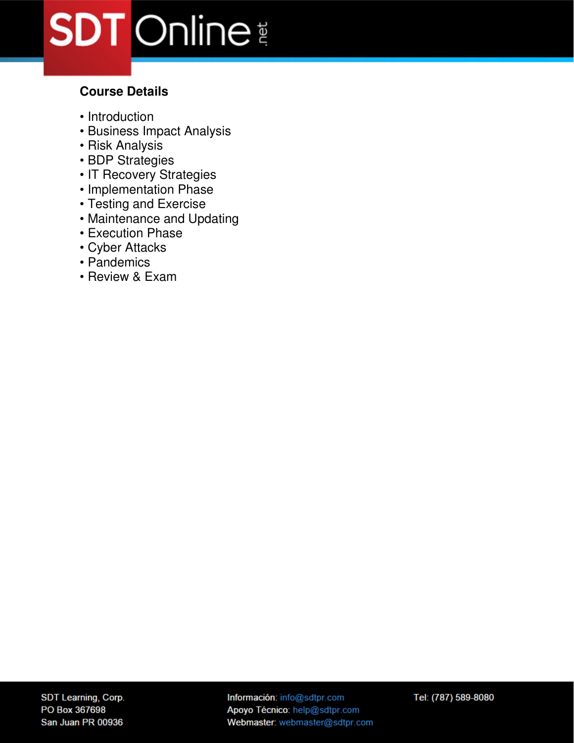## Course Details

- Introduction
- Business Impact Analysis
- Risk Analysis
- BDP Strategies
- IT Recovery Strategies
- Implementation Phase
- Testing and Exercise
- Maintenance and Updating
- Execution Phase
- Cyber Attacks
- Pandemics
- Review & Exam